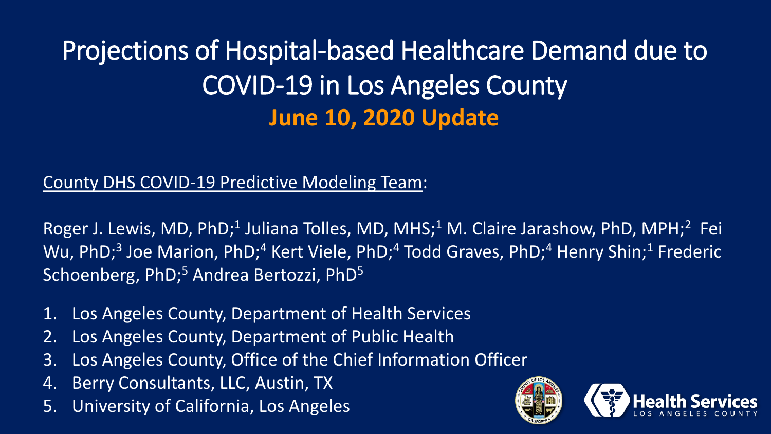# Projections of Hospital-based Healthcare Demand due to COVID-19 in Los Angeles County

## **June 10, 2020 Update**

County DHS COVID-19 Predictive Modeling Team:

Roger J. Lewis, MD, PhD;[1] Juliana Tolles, MD, MHS;[1] M. Claire Jarashow, PhD, MPH;[2] Fei Wu, PhD;[3] Joe Marion, PhD;[4] Kert Viele, PhD;[4] Todd Graves, PhD;[4] Henry Shin;[1] Frederic Schoenberg, PhD;[5] Andrea Bertozzi, PhD[5]

1. Los Angeles County, Department of Health Services
2. Los Angeles County, Department of Public Health
3. Los Angeles County, Office of the Chief Information Officer
4. Berry Consultants, LLC, Austin, TX
5. University of California, Los Angeles

Health Services LOS ANGELES COUNTY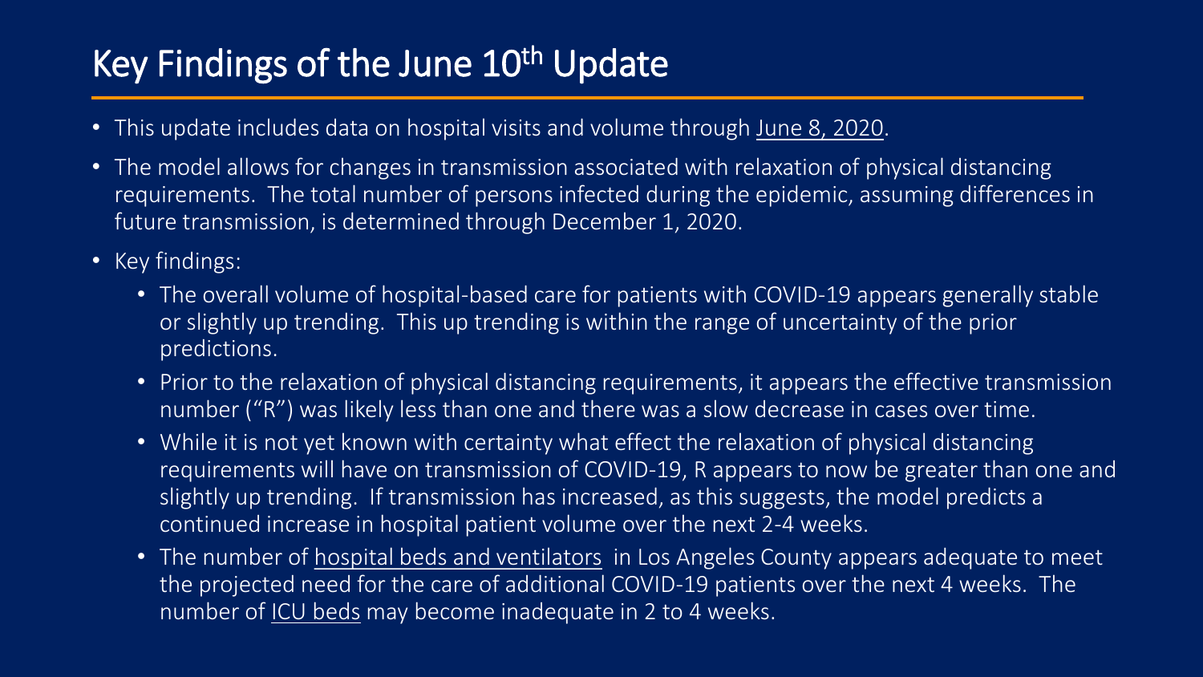# Key Findings of the June 10th Update

- This update includes data on hospital visits and volume through June 8, 2020.
- The model allows for changes in transmission associated with relaxation of physical distancing requirements. The total number of persons infected during the epidemic, assuming differences in future transmission, is determined through December 1, 2020.
- Key findings:
  - The overall volume of hospital-based care for patients with COVID-19 appears generally stable or slightly up trending. This up trending is within the range of uncertainty of the prior predictions.
  - Prior to the relaxation of physical distancing requirements, it appears the effective transmission number ("R") was likely less than one and there was a slow decrease in cases over time.
  - While it is not yet known with certainty what effect the relaxation of physical distancing requirements will have on transmission of COVID-19, R appears to now be greater than one and slightly up trending. If transmission has increased, as this suggests, the model predicts a continued increase in hospital patient volume over the next 2-4 weeks.
  - The number of hospital beds and ventilators in Los Angeles County appears adequate to meet the projected need for the care of additional COVID-19 patients over the next 4 weeks. The number of ICU beds may become inadequate in 2 to 4 weeks.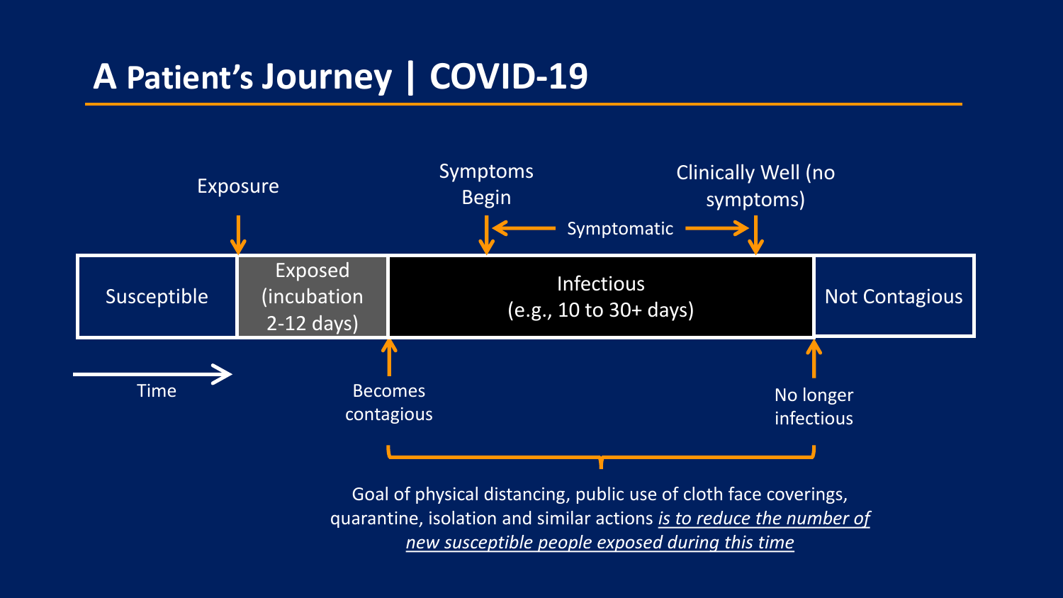# A Patient's Journey | COVID-19

Exposure

Symptoms Begin

Symptomatic

Clinically Well (no symptoms)

| Susceptible | Exposed (incubation 2-12 days) | Infectious (e.g., 10 to 30+ days) | Not Contagious |
| --- | --- | --- | --- |

Time

Becomes contagious

No longer infectious

Goal of physical distancing, public use of cloth face coverings, quarantine, isolation and similar actions *is to reduce the number of new susceptible people exposed during this time*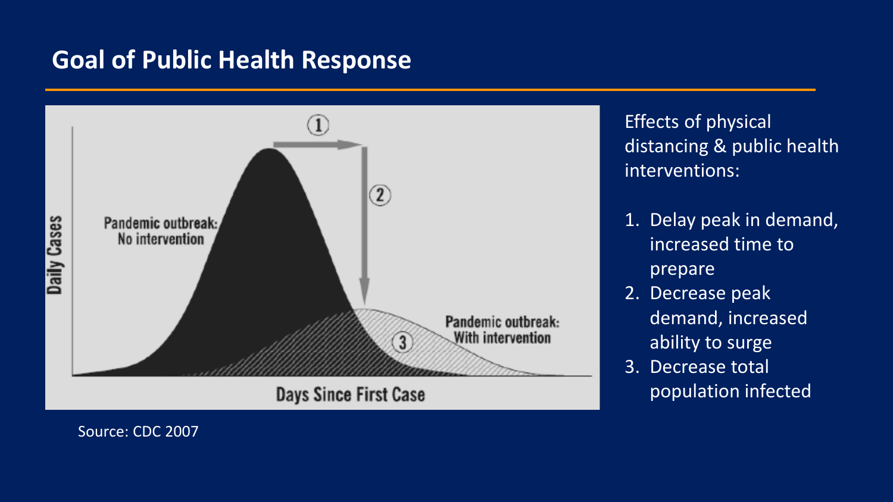# Goal of Public Health Response

Pandemic outbreak: No intervention

Pandemic outbreak: With intervention

Daily Cases

Days Since First Case

Source: CDC 2007

Effects of physical distancing & public health interventions:

1. Delay peak in demand, increased time to prepare
2. Decrease peak demand, increased ability to surge
3. Decrease total population infected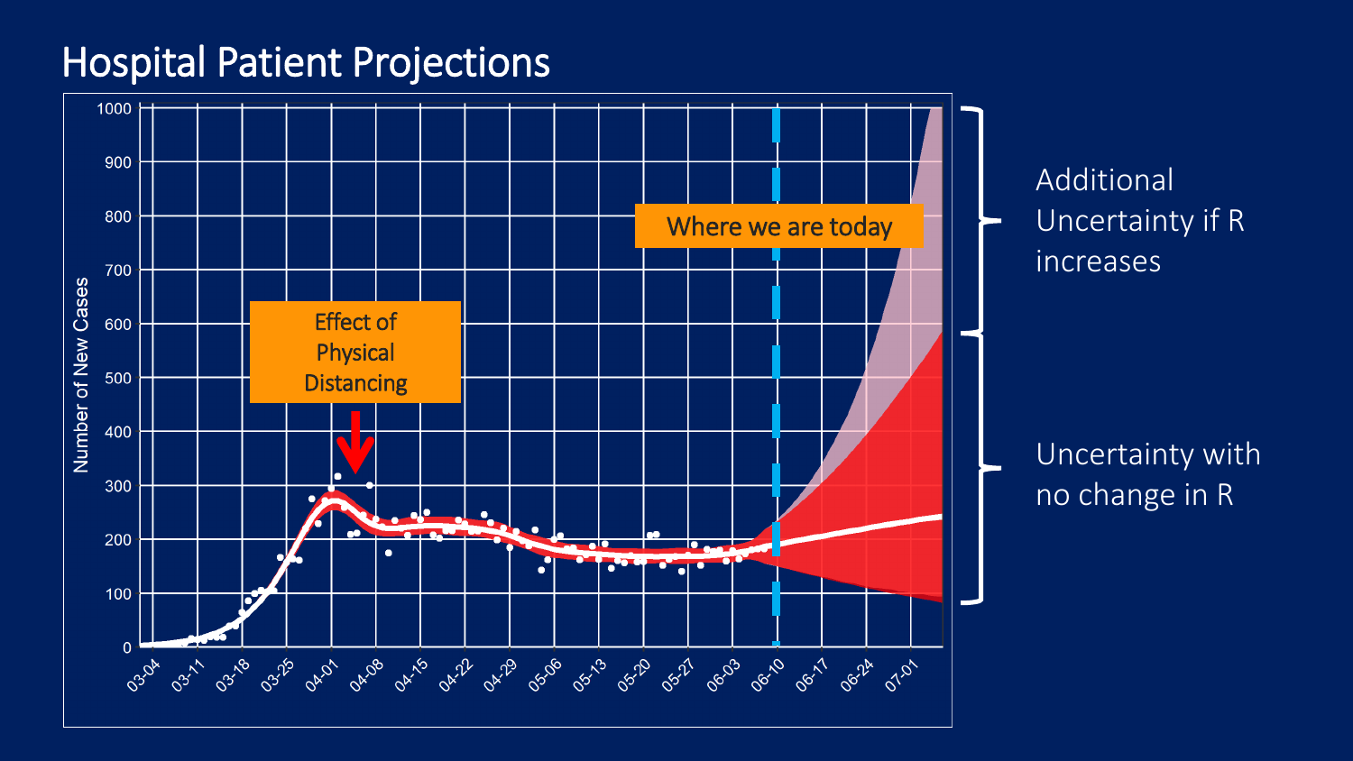# Hospital Patient Projections

Number of New Cases

1000, 900, 800, 700, 600, 500, 400, 300, 200, 100, 0

03-04, 03-11, 03-18, 03-25, 04-01, 04-08, 04-15, 04-22, 04-29, 05-06, 05-13, 05-20, 05-27, 06-03, 06-10, 06-17, 06-24, 07-01

Effect of Physical Distancing

Where we are today

Additional Uncertainty if R increases

Uncertainty with no change in R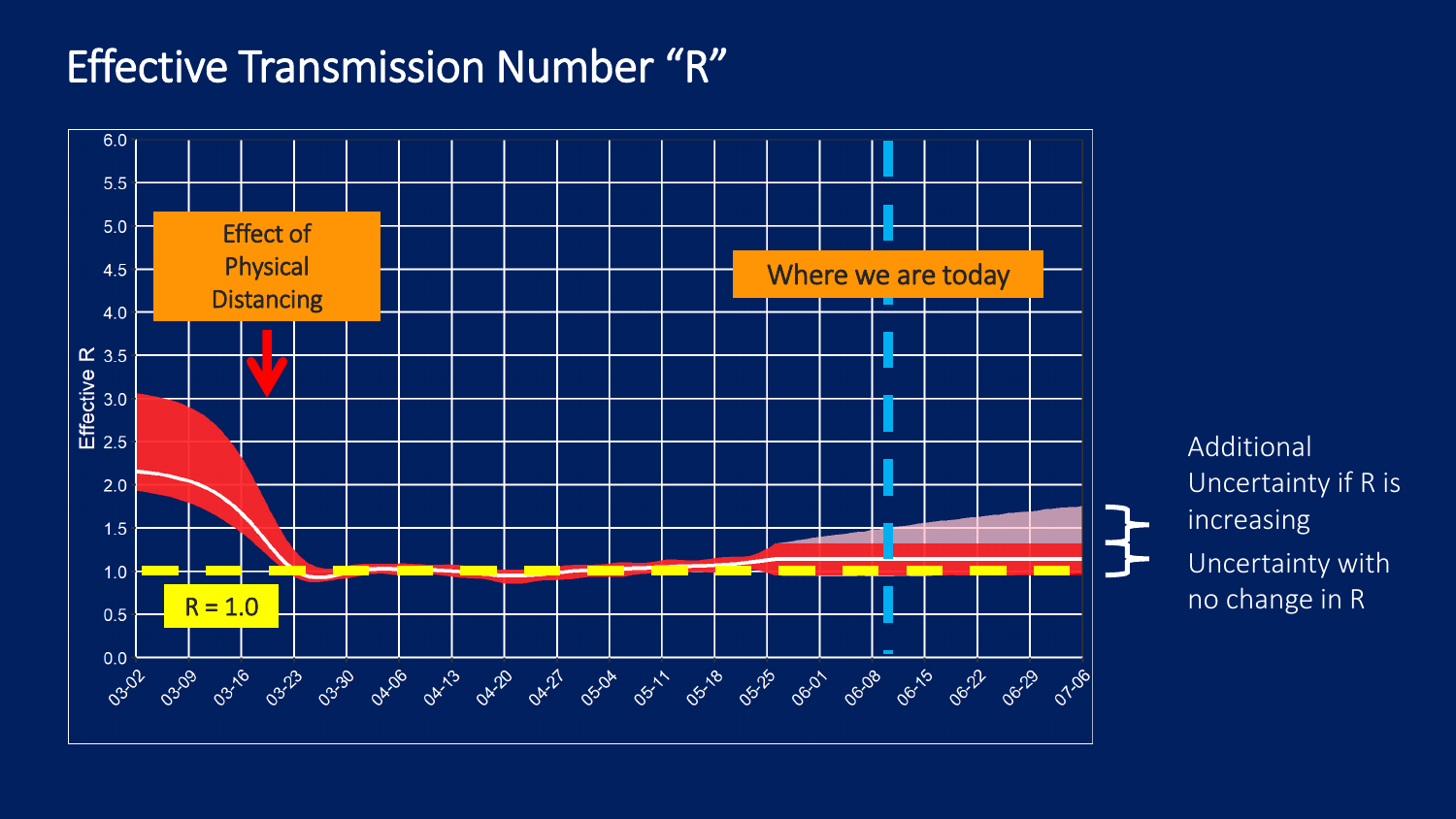# Effective Transmission Number "R"

Effective R

6.0
5.5
5.0
4.5
4.0
3.5
3.0
2.5
2.0
1.5
1.0
0.5
0.0

03-02, 03-09, 03-16, 03-23, 03-30, 04-06, 04-13, 04-20, 04-27, 05-04, 05-11, 05-18, 05-25, 06-01, 06-08, 06-15, 06-22, 06-29, 07-06

Effect of Physical Distancing

Where we are today

R = 1.0

Additional Uncertainty if R is increasing

Uncertainty with no change in R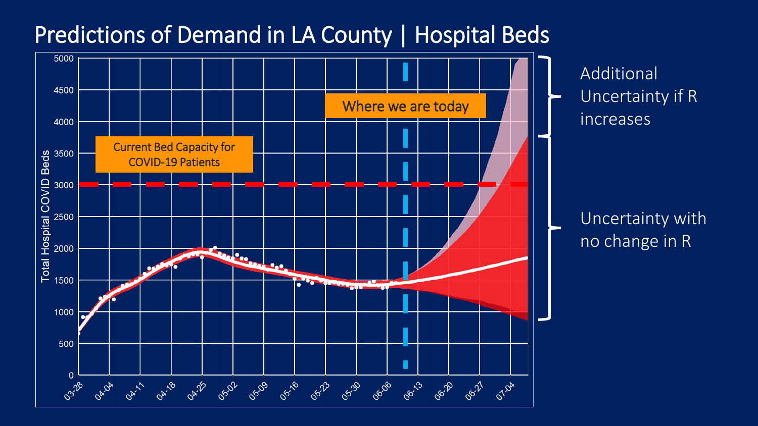# Predictions of Demand in LA County | Hospital Beds

Current Bed Capacity for COVID-19 Patients

Where we are today

Total Hospital COVID Beds

0, 500, 1000, 1500, 2000, 2500, 3000, 3500, 4000, 4500, 5000

03-28, 04-04, 04-11, 04-18, 04-25, 05-02, 05-09, 05-16, 05-23, 05-30, 06-06, 06-13, 06-20, 06-27, 07-04

Additional Uncertainty if R increases

Uncertainty with no change in R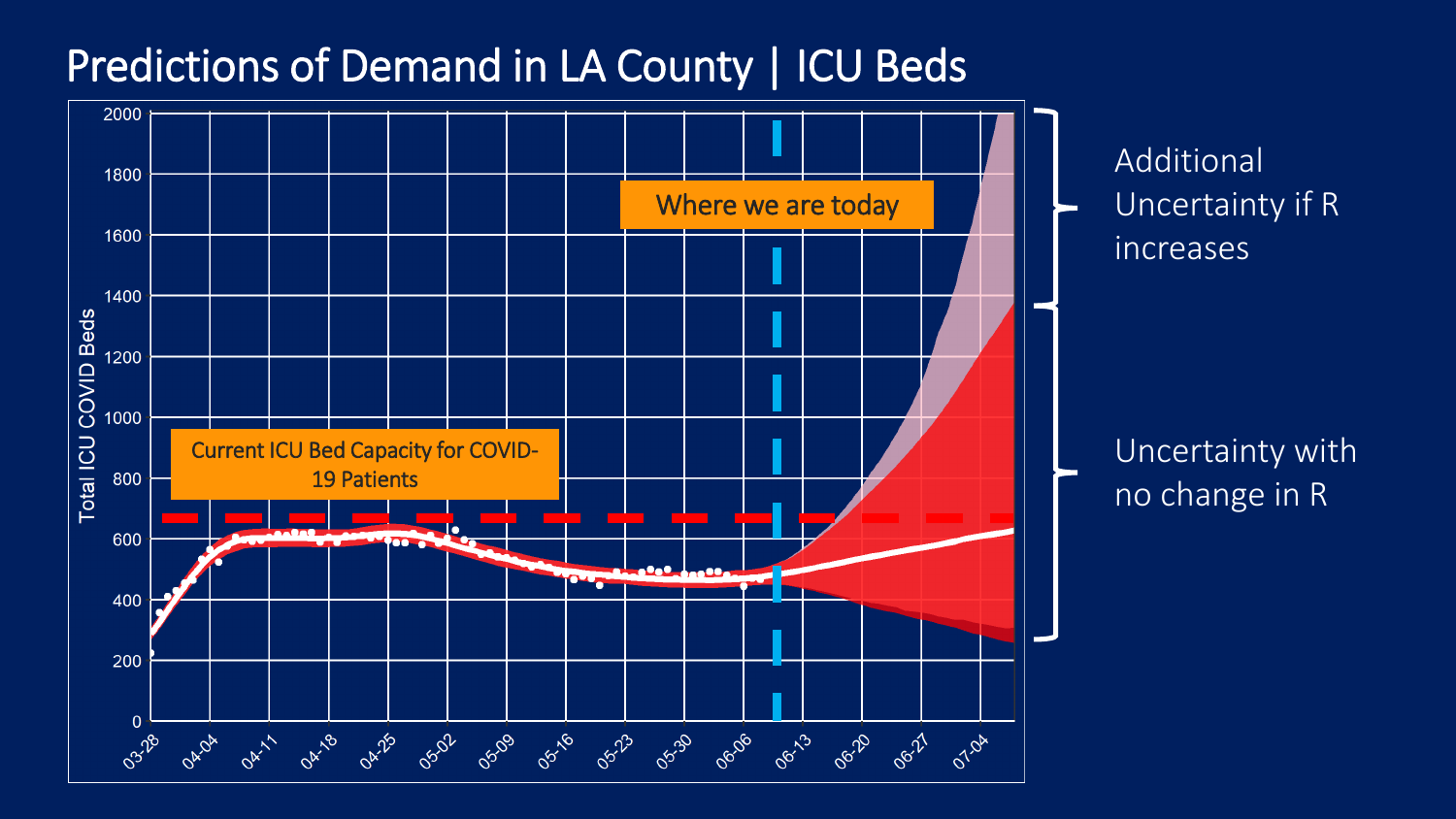# Predictions of Demand in LA County | ICU Beds

Where we are today

Current ICU Bed Capacity for COVID-19 Patients

Total ICU COVID Beds

2000
1800
1600
1400
1200
1000
800
600
400
200
0

03-28, 04-04, 04-11, 04-18, 04-25, 05-02, 05-09, 05-16, 05-23, 05-30, 06-06, 06-13, 06-20, 06-27, 07-04

Additional Uncertainty if R increases

Uncertainty with no change in R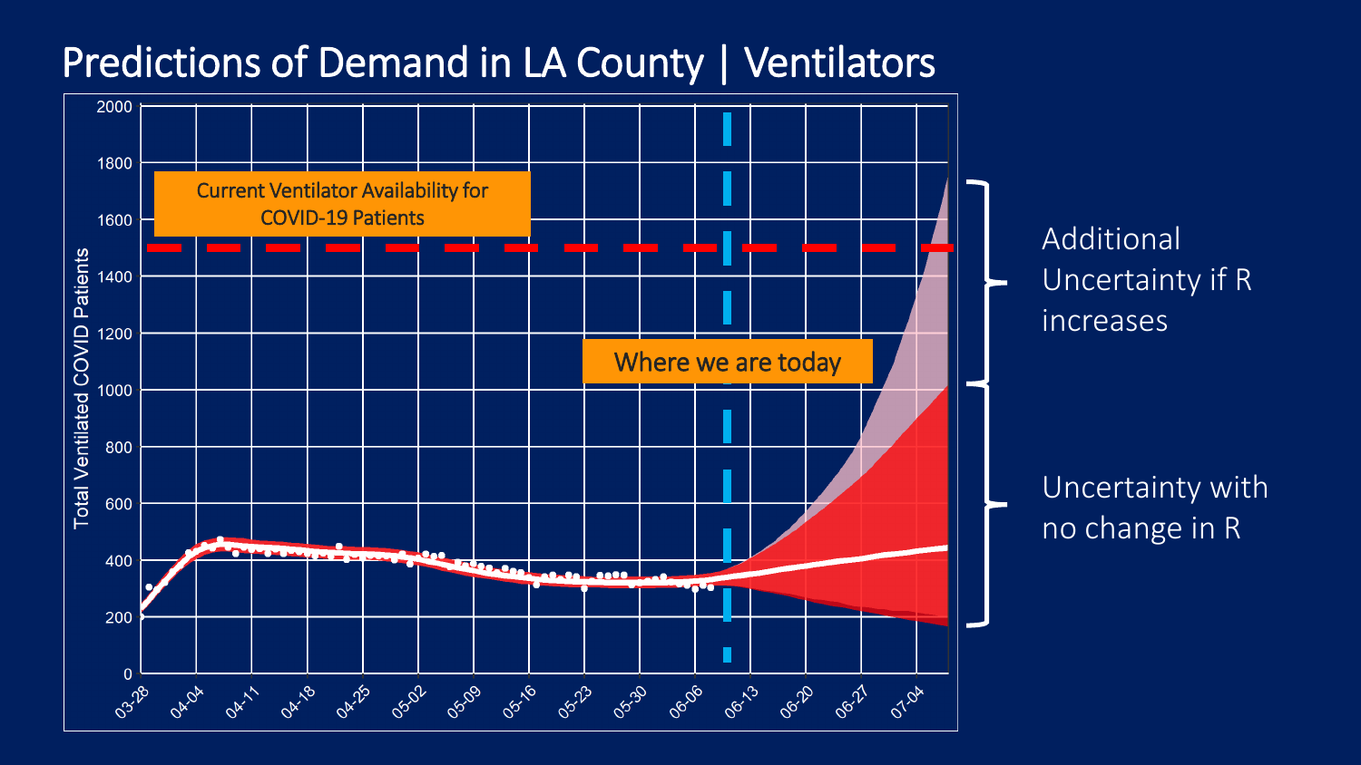# Predictions of Demand in LA County | Ventilators

Current Ventilator Availability for COVID-19 Patients

Where we are today

Total Ventilated COVID Patients

0, 200, 400, 600, 800, 1000, 1200, 1400, 1600, 1800, 2000

03-28, 04-04, 04-11, 04-18, 04-25, 05-02, 05-09, 05-16, 05-23, 05-30, 06-06, 06-13, 06-20, 06-27, 07-04

Additional Uncertainty if R increases

Uncertainty with no change in R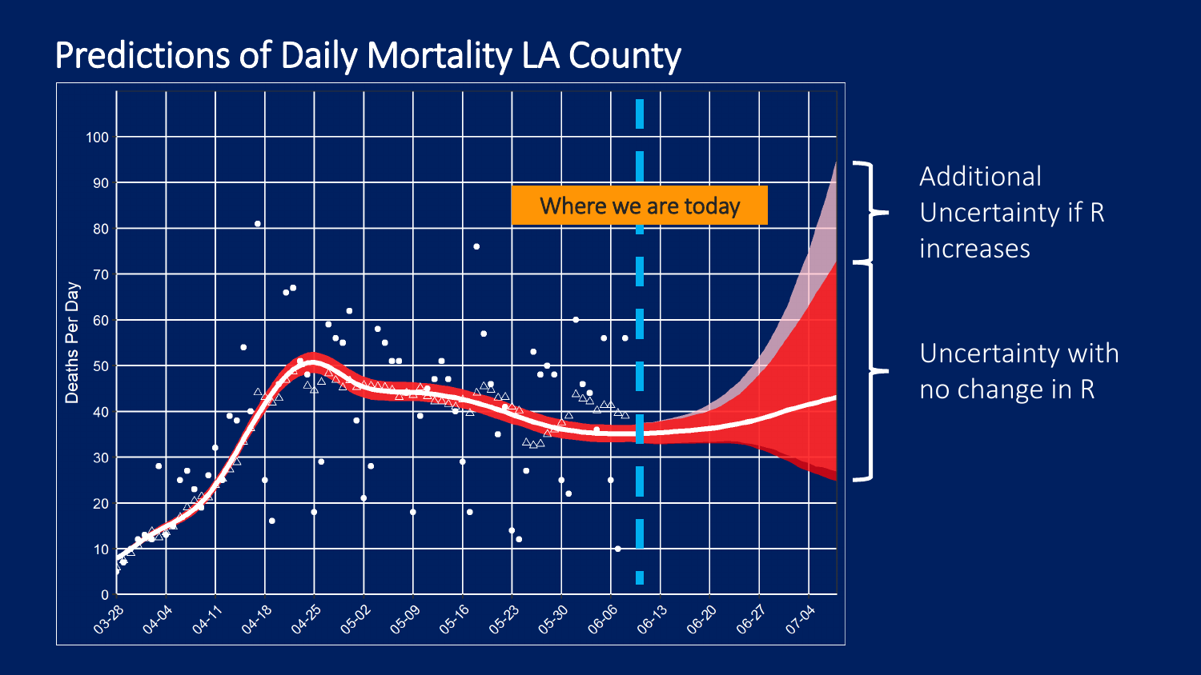# Predictions of Daily Mortality LA County

Where we are today

Deaths Per Day

0, 10, 20, 30, 40, 50, 60, 70, 80, 90, 100

03-28, 04-04, 04-11, 04-18, 04-25, 05-02, 05-09, 05-16, 05-23, 05-30, 06-06, 06-13, 06-20, 06-27, 07-04

Additional Uncertainty if R increases

Uncertainty with no change in R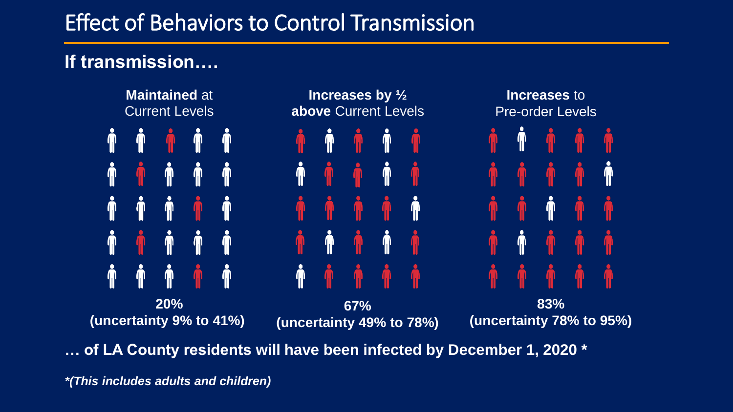# Effect of Behaviors to Control Transmission

## If transmission….

**Maintained** at Current Levels

**20%**
**(uncertainty 9% to 41%)**

**Increases by ½ above** Current Levels

**67%**
**(uncertainty 49% to 78%)**

**Increases** to Pre-order Levels

**83%**
**(uncertainty 78% to 95%)**

**… of LA County residents will have been infected by December 1, 2020 ***

***(This includes adults and children)***